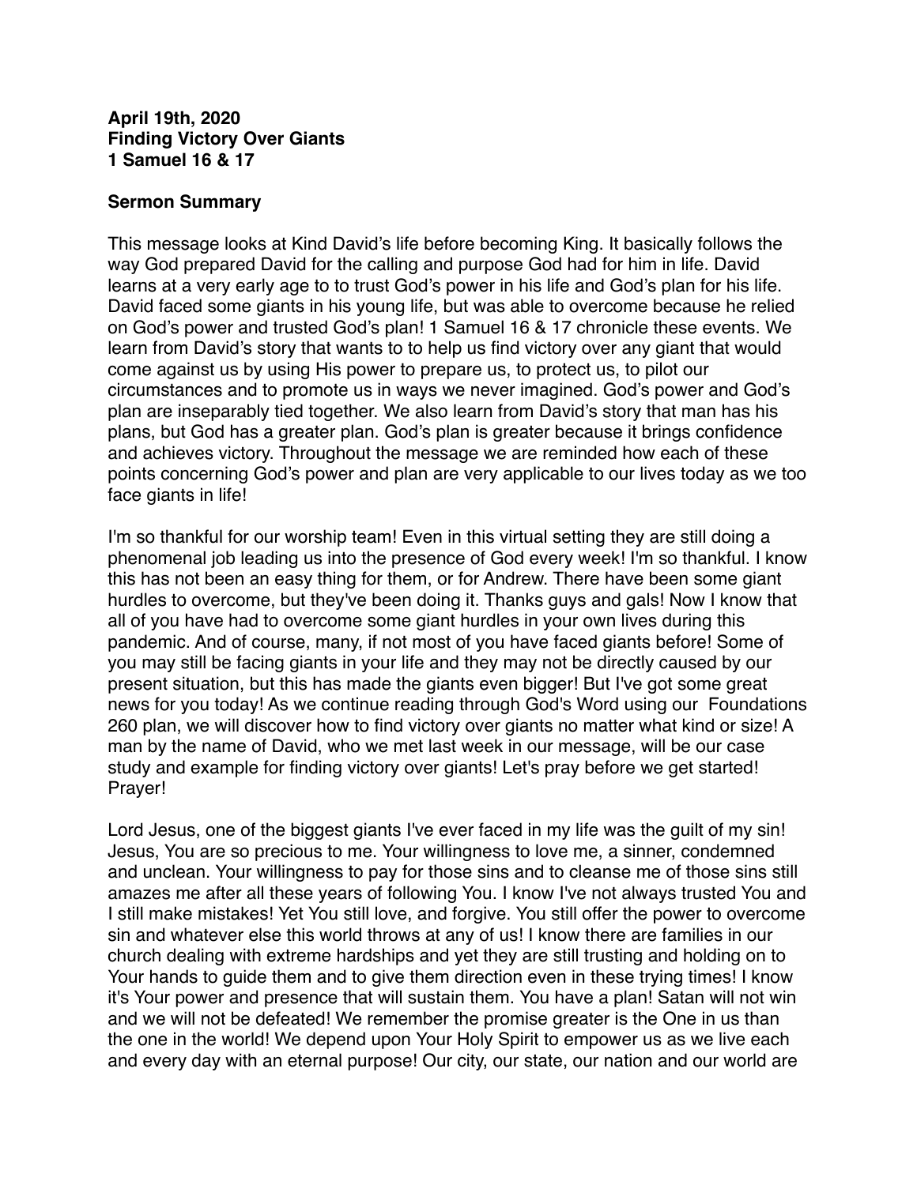**April 19th, 2020**
**Finding Victory Over Giants**
**1 Samuel 16 & 17**

**Sermon Summary**

This message looks at Kind David's life before becoming King. It basically follows the way God prepared David for the calling and purpose God had for him in life. David learns at a very early age to to trust God's power in his life and God's plan for his life. David faced some giants in his young life, but was able to overcome because he relied on God's power and trusted God's plan! 1 Samuel 16 & 17 chronicle these events. We learn from David's story that wants to to help us find victory over any giant that would come against us by using His power to prepare us, to protect us, to pilot our circumstances and to promote us in ways we never imagined. God's power and God's plan are inseparably tied together. We also learn from David's story that man has his plans, but God has a greater plan. God's plan is greater because it brings confidence and achieves victory. Throughout the message we are reminded how each of these points concerning God's power and plan are very applicable to our lives today as we too face giants in life!

I'm so thankful for our worship team! Even in this virtual setting they are still doing a phenomenal job leading us into the presence of God every week! I'm so thankful. I know this has not been an easy thing for them, or for Andrew. There have been some giant hurdles to overcome, but they've been doing it. Thanks guys and gals! Now I know that all of you have had to overcome some giant hurdles in your own lives during this pandemic. And of course, many, if not most of you have faced giants before! Some of you may still be facing giants in your life and they may not be directly caused by our present situation, but this has made the giants even bigger! But I've got some great news for you today! As we continue reading through God's Word using our Foundations 260 plan, we will discover how to find victory over giants no matter what kind or size! A man by the name of David, who we met last week in our message, will be our case study and example for finding victory over giants! Let's pray before we get started! Prayer!

Lord Jesus, one of the biggest giants I've ever faced in my life was the guilt of my sin! Jesus, You are so precious to me. Your willingness to love me, a sinner, condemned and unclean. Your willingness to pay for those sins and to cleanse me of those sins still amazes me after all these years of following You. I know I've not always trusted You and I still make mistakes! Yet You still love, and forgive. You still offer the power to overcome sin and whatever else this world throws at any of us! I know there are families in our church dealing with extreme hardships and yet they are still trusting and holding on to Your hands to guide them and to give them direction even in these trying times! I know it's Your power and presence that will sustain them. You have a plan! Satan will not win and we will not be defeated! We remember the promise greater is the One in us than the one in the world! We depend upon Your Holy Spirit to empower us as we live each and every day with an eternal purpose! Our city, our state, our nation and our world are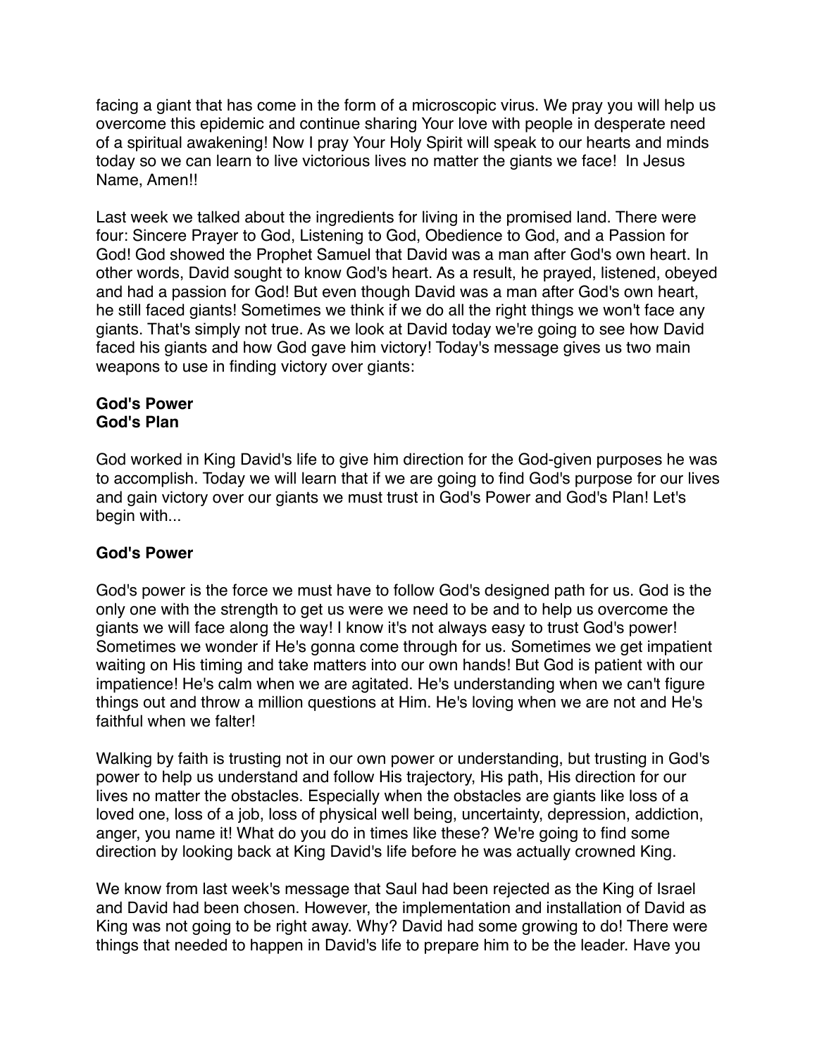facing a giant that has come in the form of a microscopic virus. We pray you will help us overcome this epidemic and continue sharing Your love with people in desperate need of a spiritual awakening! Now I pray Your Holy Spirit will speak to our hearts and minds today so we can learn to live victorious lives no matter the giants we face! In Jesus Name, Amen!!

Last week we talked about the ingredients for living in the promised land. There were four: Sincere Prayer to God, Listening to God, Obedience to God, and a Passion for God! God showed the Prophet Samuel that David was a man after God's own heart. In other words, David sought to know God's heart. As a result, he prayed, listened, obeyed and had a passion for God! But even though David was a man after God's own heart, he still faced giants! Sometimes we think if we do all the right things we won't face any giants. That's simply not true. As we look at David today we're going to see how David faced his giants and how God gave him victory! Today's message gives us two main weapons to use in finding victory over giants:

**God's Power**
**God's Plan**

God worked in King David's life to give him direction for the God-given purposes he was to accomplish. Today we will learn that if we are going to find God's purpose for our lives and gain victory over our giants we must trust in God's Power and God's Plan! Let's begin with...

**God's Power**

God's power is the force we must have to follow God's designed path for us. God is the only one with the strength to get us were we need to be and to help us overcome the giants we will face along the way! I know it's not always easy to trust God's power! Sometimes we wonder if He's gonna come through for us. Sometimes we get impatient waiting on His timing and take matters into our own hands! But God is patient with our impatience! He's calm when we are agitated. He's understanding when we can't figure things out and throw a million questions at Him. He's loving when we are not and He's faithful when we falter!

Walking by faith is trusting not in our own power or understanding, but trusting in God's power to help us understand and follow His trajectory, His path, His direction for our lives no matter the obstacles. Especially when the obstacles are giants like loss of a loved one, loss of a job, loss of physical well being, uncertainty, depression, addiction, anger, you name it! What do you do in times like these? We're going to find some direction by looking back at King David's life before he was actually crowned King.

We know from last week's message that Saul had been rejected as the King of Israel and David had been chosen. However, the implementation and installation of David as King was not going to be right away. Why? David had some growing to do! There were things that needed to happen in David's life to prepare him to be the leader. Have you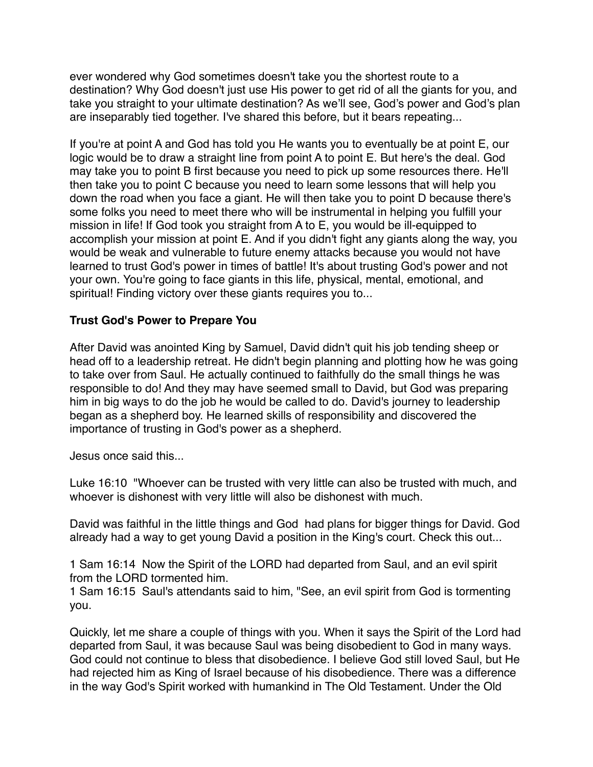ever wondered why God sometimes doesn't take you the shortest route to a destination? Why God doesn't just use His power to get rid of all the giants for you, and take you straight to your ultimate destination? As we'll see, God's power and God's plan are inseparably tied together. I've shared this before, but it bears repeating...

If you're at point A and God has told you He wants you to eventually be at point E, our logic would be to draw a straight line from point A to point E. But here's the deal. God may take you to point B first because you need to pick up some resources there. He'll then take you to point C because you need to learn some lessons that will help you down the road when you face a giant. He will then take you to point D because there's some folks you need to meet there who will be instrumental in helping you fulfill your mission in life! If God took you straight from A to E, you would be ill-equipped to accomplish your mission at point E. And if you didn't fight any giants along the way, you would be weak and vulnerable to future enemy attacks because you would not have learned to trust God's power in times of battle! It's about trusting God's power and not your own. You're going to face giants in this life, physical, mental, emotional, and spiritual! Finding victory over these giants requires you to...

**Trust God's Power to Prepare You**

After David was anointed King by Samuel, David didn't quit his job tending sheep or head off to a leadership retreat. He didn't begin planning and plotting how he was going to take over from Saul. He actually continued to faithfully do the small things he was responsible to do! And they may have seemed small to David, but God was preparing him in big ways to do the job he would be called to do. David's journey to leadership began as a shepherd boy. He learned skills of responsibility and discovered the importance of trusting in God's power as a shepherd.

Jesus once said this...

Luke 16:10 "Whoever can be trusted with very little can also be trusted with much, and whoever is dishonest with very little will also be dishonest with much.

David was faithful in the little things and God had plans for bigger things for David. God already had a way to get young David a position in the King's court. Check this out...

1 Sam 16:14 Now the Spirit of the LORD had departed from Saul, and an evil spirit from the LORD tormented him.
1 Sam 16:15 Saul's attendants said to him, "See, an evil spirit from God is tormenting you.

Quickly, let me share a couple of things with you. When it says the Spirit of the Lord had departed from Saul, it was because Saul was being disobedient to God in many ways. God could not continue to bless that disobedience. I believe God still loved Saul, but He had rejected him as King of Israel because of his disobedience. There was a difference in the way God's Spirit worked with humankind in The Old Testament. Under the Old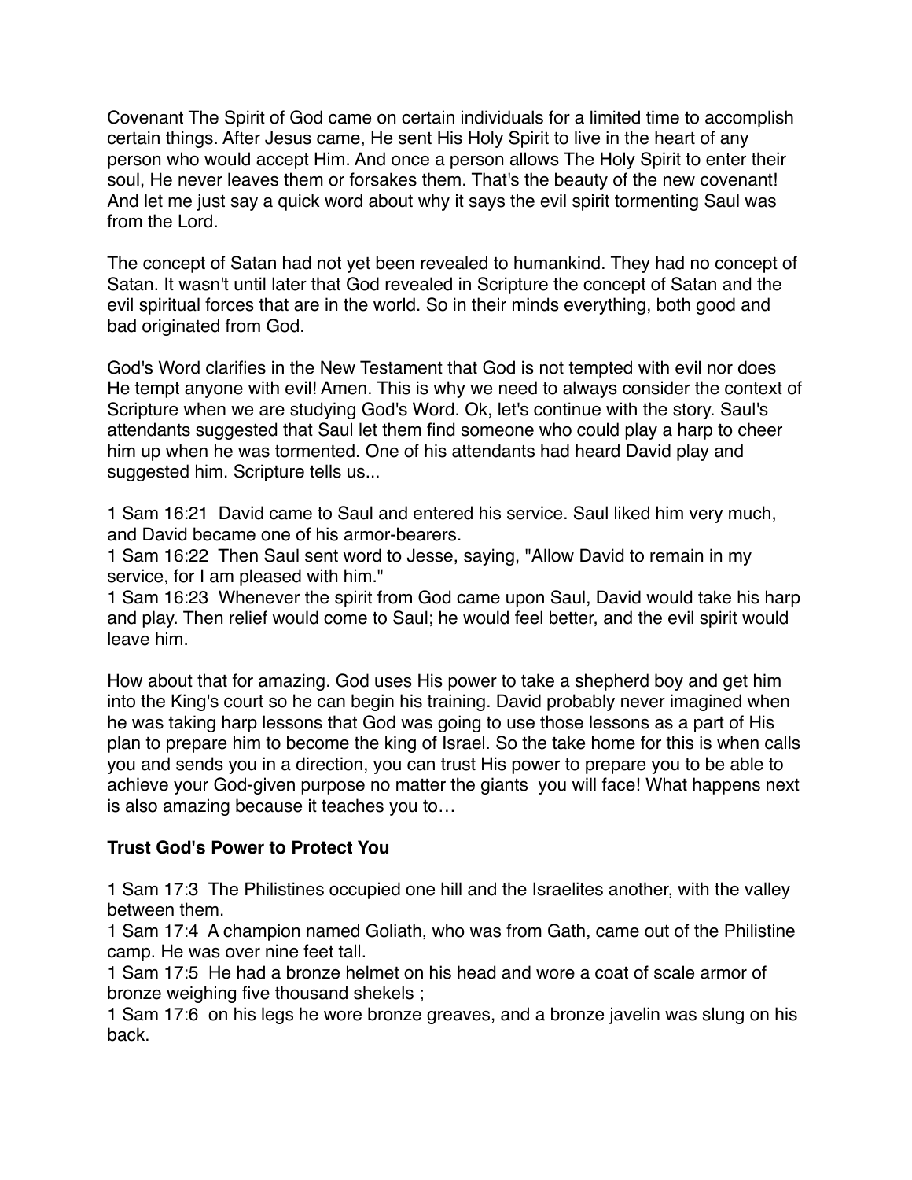Covenant The Spirit of God came on certain individuals for a limited time to accomplish certain things. After Jesus came, He sent His Holy Spirit to live in the heart of any person who would accept Him. And once a person allows The Holy Spirit to enter their soul, He never leaves them or forsakes them. That's the beauty of the new covenant! And let me just say a quick word about why it says the evil spirit tormenting Saul was from the Lord.

The concept of Satan had not yet been revealed to humankind. They had no concept of Satan. It wasn't until later that God revealed in Scripture the concept of Satan and the evil spiritual forces that are in the world. So in their minds everything, both good and bad originated from God.

God's Word clarifies in the New Testament that God is not tempted with evil nor does He tempt anyone with evil! Amen. This is why we need to always consider the context of Scripture when we are studying God's Word. Ok, let's continue with the story. Saul's attendants suggested that Saul let them find someone who could play a harp to cheer him up when he was tormented. One of his attendants had heard David play and suggested him. Scripture tells us...

1 Sam 16:21 David came to Saul and entered his service. Saul liked him very much, and David became one of his armor-bearers.
1 Sam 16:22 Then Saul sent word to Jesse, saying, "Allow David to remain in my service, for I am pleased with him."
1 Sam 16:23 Whenever the spirit from God came upon Saul, David would take his harp and play. Then relief would come to Saul; he would feel better, and the evil spirit would leave him.

How about that for amazing. God uses His power to take a shepherd boy and get him into the King's court so he can begin his training. David probably never imagined when he was taking harp lessons that God was going to use those lessons as a part of His plan to prepare him to become the king of Israel. So the take home for this is when calls you and sends you in a direction, you can trust His power to prepare you to be able to achieve your God-given purpose no matter the giants you will face! What happens next is also amazing because it teaches you to…

**Trust God's Power to Protect You**

1 Sam 17:3 The Philistines occupied one hill and the Israelites another, with the valley between them.
1 Sam 17:4 A champion named Goliath, who was from Gath, came out of the Philistine camp. He was over nine feet tall.
1 Sam 17:5 He had a bronze helmet on his head and wore a coat of scale armor of bronze weighing five thousand shekels ;
1 Sam 17:6 on his legs he wore bronze greaves, and a bronze javelin was slung on his back.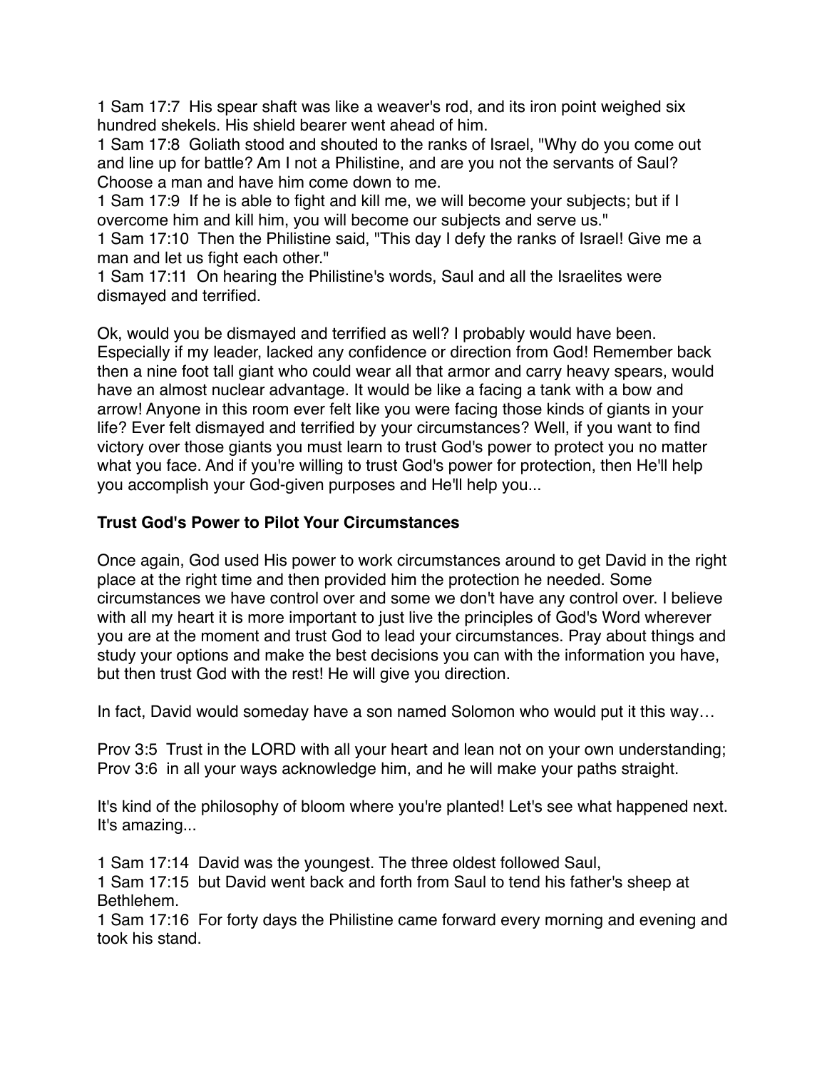1 Sam 17:7  His spear shaft was like a weaver's rod, and its iron point weighed six hundred shekels. His shield bearer went ahead of him.
1 Sam 17:8  Goliath stood and shouted to the ranks of Israel, "Why do you come out and line up for battle? Am I not a Philistine, and are you not the servants of Saul? Choose a man and have him come down to me.
1 Sam 17:9  If he is able to fight and kill me, we will become your subjects; but if I overcome him and kill him, you will become our subjects and serve us."
1 Sam 17:10  Then the Philistine said, "This day I defy the ranks of Israel! Give me a man and let us fight each other."
1 Sam 17:11  On hearing the Philistine's words, Saul and all the Israelites were dismayed and terrified.

Ok, would you be dismayed and terrified as well? I probably would have been. Especially if my leader, lacked any confidence or direction from God! Remember back then a nine foot tall giant who could wear all that armor and carry heavy spears, would have an almost nuclear advantage. It would be like a facing a tank with a bow and arrow! Anyone in this room ever felt like you were facing those kinds of giants in your life? Ever felt dismayed and terrified by your circumstances? Well, if you want to find victory over those giants you must learn to trust God's power to protect you no matter what you face. And if you're willing to trust God's power for protection, then He'll help you accomplish your God-given purposes and He'll help you...

**Trust God's Power to Pilot Your Circumstances**

Once again, God used His power to work circumstances around to get David in the right place at the right time and then provided him the protection he needed. Some circumstances we have control over and some we don't have any control over. I believe with all my heart it is more important to just live the principles of God's Word wherever you are at the moment and trust God to lead your circumstances. Pray about things and study your options and make the best decisions you can with the information you have, but then trust God with the rest! He will give you direction.

In fact, David would someday have a son named Solomon who would put it this way…

Prov 3:5  Trust in the LORD with all your heart and lean not on your own understanding;
Prov 3:6  in all your ways acknowledge him, and he will make your paths straight.

It's kind of the philosophy of bloom where you're planted! Let's see what happened next. It's amazing...

1 Sam 17:14  David was the youngest. The three oldest followed Saul,
1 Sam 17:15  but David went back and forth from Saul to tend his father's sheep at Bethlehem.
1 Sam 17:16  For forty days the Philistine came forward every morning and evening and took his stand.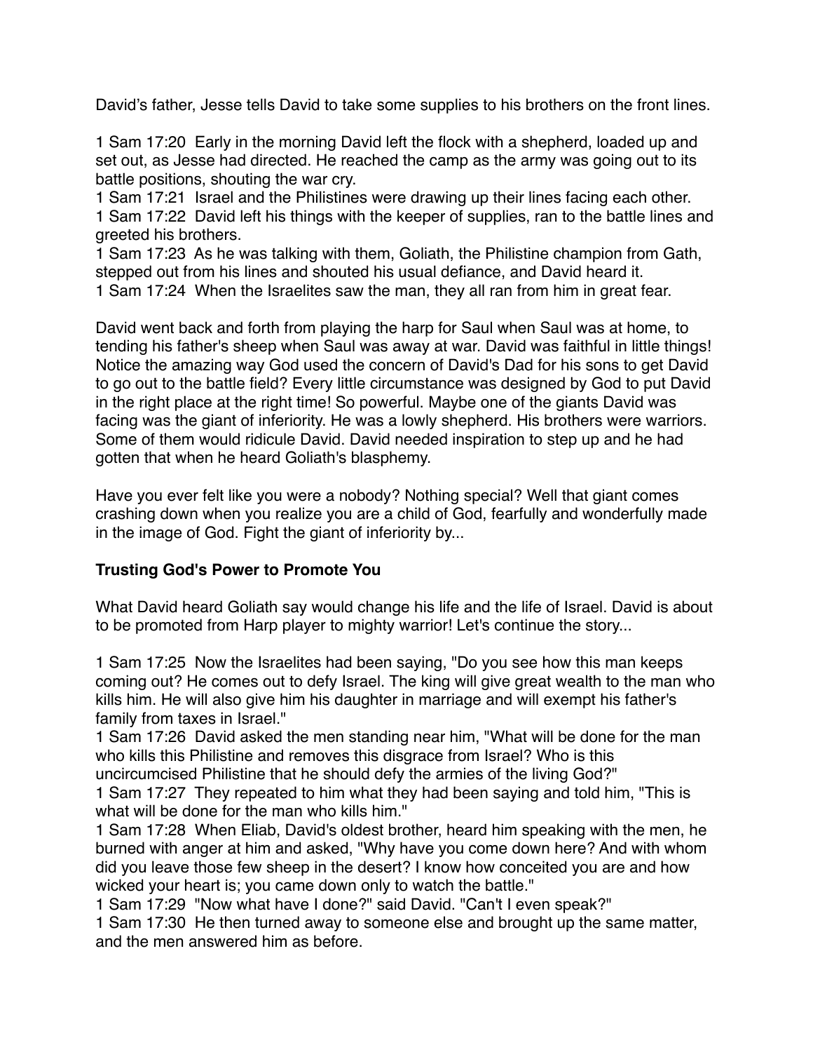David's father, Jesse tells David to take some supplies to his brothers on the front lines.

1 Sam 17:20 Early in the morning David left the flock with a shepherd, loaded up and set out, as Jesse had directed. He reached the camp as the army was going out to its battle positions, shouting the war cry.
1 Sam 17:21 Israel and the Philistines were drawing up their lines facing each other.
1 Sam 17:22 David left his things with the keeper of supplies, ran to the battle lines and greeted his brothers.
1 Sam 17:23 As he was talking with them, Goliath, the Philistine champion from Gath, stepped out from his lines and shouted his usual defiance, and David heard it.
1 Sam 17:24 When the Israelites saw the man, they all ran from him in great fear.

David went back and forth from playing the harp for Saul when Saul was at home, to tending his father's sheep when Saul was away at war. David was faithful in little things! Notice the amazing way God used the concern of David's Dad for his sons to get David to go out to the battle field? Every little circumstance was designed by God to put David in the right place at the right time! So powerful. Maybe one of the giants David was facing was the giant of inferiority. He was a lowly shepherd. His brothers were warriors. Some of them would ridicule David. David needed inspiration to step up and he had gotten that when he heard Goliath's blasphemy.

Have you ever felt like you were a nobody? Nothing special? Well that giant comes crashing down when you realize you are a child of God, fearfully and wonderfully made in the image of God. Fight the giant of inferiority by...

**Trusting God's Power to Promote You**

What David heard Goliath say would change his life and the life of Israel. David is about to be promoted from Harp player to mighty warrior! Let's continue the story...

1 Sam 17:25 Now the Israelites had been saying, "Do you see how this man keeps coming out? He comes out to defy Israel. The king will give great wealth to the man who kills him. He will also give him his daughter in marriage and will exempt his father's family from taxes in Israel."
1 Sam 17:26 David asked the men standing near him, "What will be done for the man who kills this Philistine and removes this disgrace from Israel? Who is this uncircumcised Philistine that he should defy the armies of the living God?"
1 Sam 17:27 They repeated to him what they had been saying and told him, "This is what will be done for the man who kills him."
1 Sam 17:28 When Eliab, David's oldest brother, heard him speaking with the men, he burned with anger at him and asked, "Why have you come down here? And with whom did you leave those few sheep in the desert? I know how conceited you are and how wicked your heart is; you came down only to watch the battle."
1 Sam 17:29 "Now what have I done?" said David. "Can't I even speak?"
1 Sam 17:30 He then turned away to someone else and brought up the same matter, and the men answered him as before.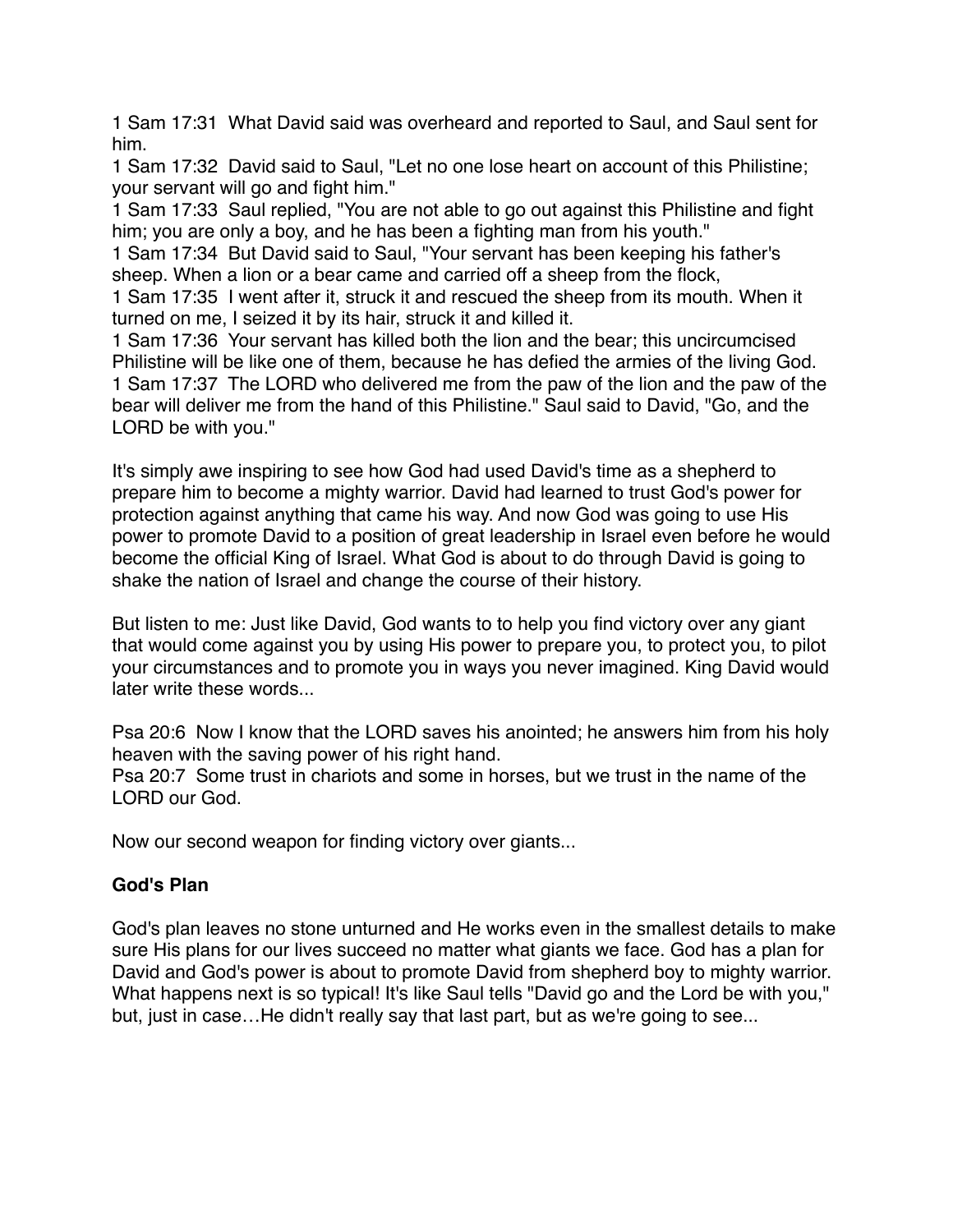1 Sam 17:31 What David said was overheard and reported to Saul, and Saul sent for him.
1 Sam 17:32 David said to Saul, "Let no one lose heart on account of this Philistine; your servant will go and fight him."
1 Sam 17:33 Saul replied, "You are not able to go out against this Philistine and fight him; you are only a boy, and he has been a fighting man from his youth."
1 Sam 17:34 But David said to Saul, "Your servant has been keeping his father's sheep. When a lion or a bear came and carried off a sheep from the flock,
1 Sam 17:35 I went after it, struck it and rescued the sheep from its mouth. When it turned on me, I seized it by its hair, struck it and killed it.
1 Sam 17:36 Your servant has killed both the lion and the bear; this uncircumcised Philistine will be like one of them, because he has defied the armies of the living God.
1 Sam 17:37 The LORD who delivered me from the paw of the lion and the paw of the bear will deliver me from the hand of this Philistine." Saul said to David, "Go, and the LORD be with you."

It's simply awe inspiring to see how God had used David's time as a shepherd to prepare him to become a mighty warrior. David had learned to trust God's power for protection against anything that came his way. And now God was going to use His power to promote David to a position of great leadership in Israel even before he would become the official King of Israel. What God is about to do through David is going to shake the nation of Israel and change the course of their history.

But listen to me: Just like David, God wants to to help you find victory over any giant that would come against you by using His power to prepare you, to protect you, to pilot your circumstances and to promote you in ways you never imagined. King David would later write these words...

Psa 20:6 Now I know that the LORD saves his anointed; he answers him from his holy heaven with the saving power of his right hand.
Psa 20:7 Some trust in chariots and some in horses, but we trust in the name of the LORD our God.

Now our second weapon for finding victory over giants...

**God's Plan**

God's plan leaves no stone unturned and He works even in the smallest details to make sure His plans for our lives succeed no matter what giants we face. God has a plan for David and God's power is about to promote David from shepherd boy to mighty warrior. What happens next is so typical! It's like Saul tells "David go and the Lord be with you," but, just in case…He didn't really say that last part, but as we're going to see...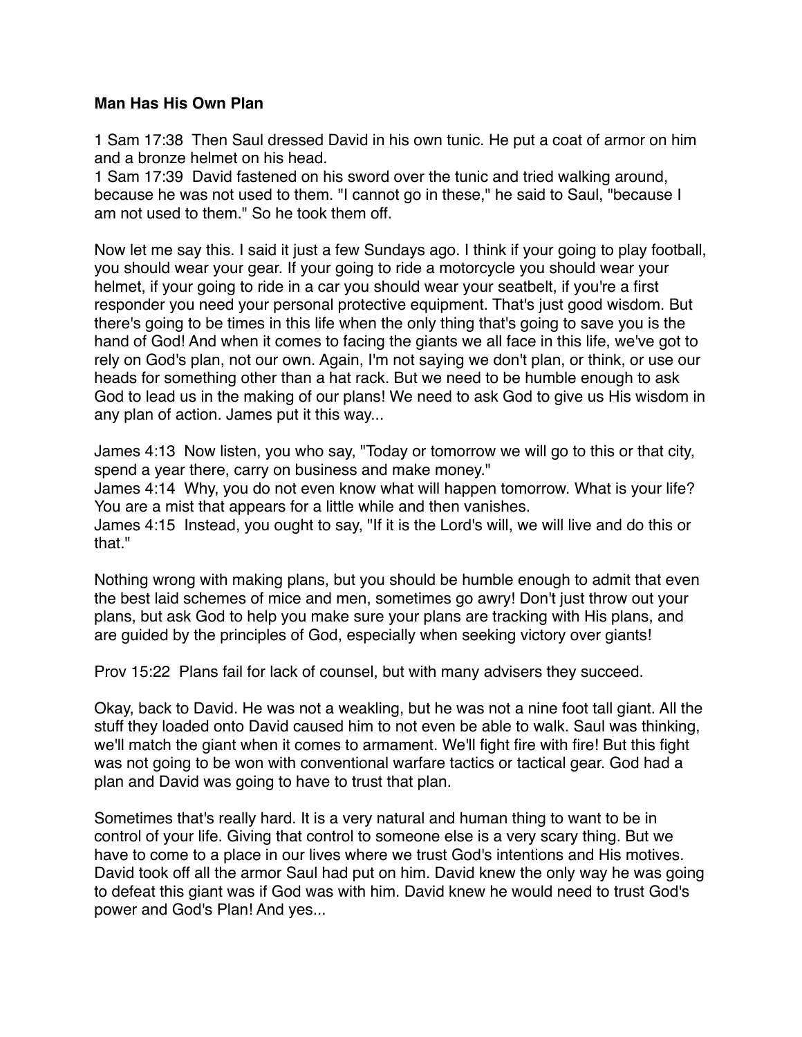**Man Has His Own Plan**

1 Sam 17:38  Then Saul dressed David in his own tunic. He put a coat of armor on him and a bronze helmet on his head.
1 Sam 17:39  David fastened on his sword over the tunic and tried walking around, because he was not used to them. "I cannot go in these," he said to Saul, "because I am not used to them." So he took them off.

Now let me say this. I said it just a few Sundays ago. I think if your going to play football, you should wear your gear. If your going to ride a motorcycle you should wear your helmet, if your going to ride in a car you should wear your seatbelt, if you're a first responder you need your personal protective equipment. That's just good wisdom. But there's going to be times in this life when the only thing that's going to save you is the hand of God! And when it comes to facing the giants we all face in this life, we've got to rely on God's plan, not our own. Again, I'm not saying we don't plan, or think, or use our heads for something other than a hat rack. But we need to be humble enough to ask God to lead us in the making of our plans! We need to ask God to give us His wisdom in any plan of action. James put it this way...

James 4:13  Now listen, you who say, "Today or tomorrow we will go to this or that city, spend a year there, carry on business and make money."
James 4:14  Why, you do not even know what will happen tomorrow. What is your life? You are a mist that appears for a little while and then vanishes.
James 4:15  Instead, you ought to say, "If it is the Lord's will, we will live and do this or that."

Nothing wrong with making plans, but you should be humble enough to admit that even the best laid schemes of mice and men, sometimes go awry! Don't just throw out your plans, but ask God to help you make sure your plans are tracking with His plans, and are guided by the principles of God, especially when seeking victory over giants!

Prov 15:22  Plans fail for lack of counsel, but with many advisers they succeed.

Okay, back to David. He was not a weakling, but he was not a nine foot tall giant. All the stuff they loaded onto David caused him to not even be able to walk. Saul was thinking, we'll match the giant when it comes to armament. We'll fight fire with fire! But this fight was not going to be won with conventional warfare tactics or tactical gear. God had a plan and David was going to have to trust that plan.

Sometimes that's really hard. It is a very natural and human thing to want to be in control of your life. Giving that control to someone else is a very scary thing. But we have to come to a place in our lives where we trust God's intentions and His motives. David took off all the armor Saul had put on him. David knew the only way he was going to defeat this giant was if God was with him. David knew he would need to trust God's power and God's Plan! And yes...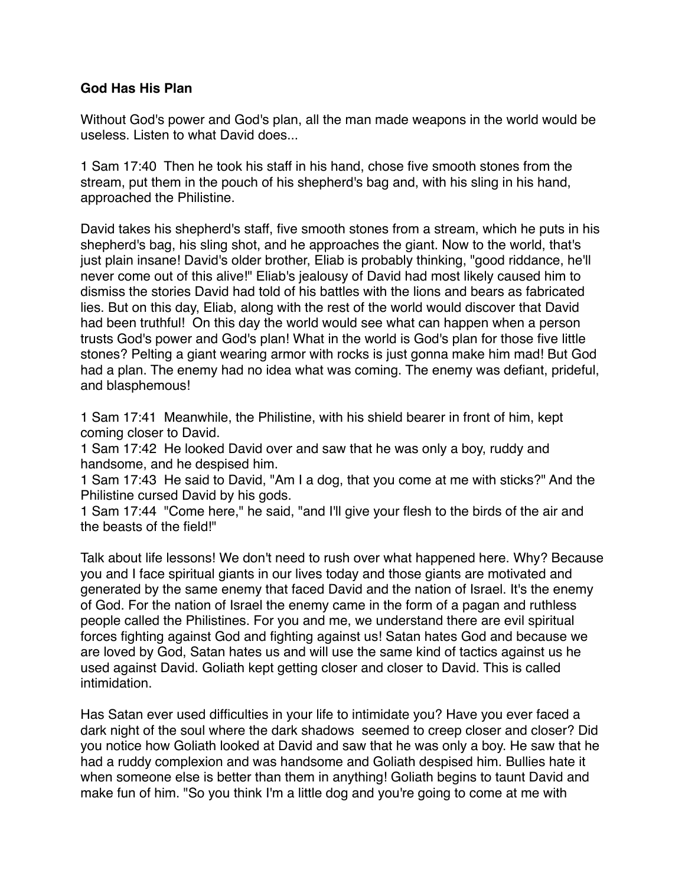**God Has His Plan**

Without God's power and God's plan, all the man made weapons in the world would be useless. Listen to what David does...

1 Sam 17:40 Then he took his staff in his hand, chose five smooth stones from the stream, put them in the pouch of his shepherd's bag and, with his sling in his hand, approached the Philistine.

David takes his shepherd's staff, five smooth stones from a stream, which he puts in his shepherd's bag, his sling shot, and he approaches the giant. Now to the world, that's just plain insane! David's older brother, Eliab is probably thinking, "good riddance, he'll never come out of this alive!" Eliab's jealousy of David had most likely caused him to dismiss the stories David had told of his battles with the lions and bears as fabricated lies. But on this day, Eliab, along with the rest of the world would discover that David had been truthful! On this day the world would see what can happen when a person trusts God's power and God's plan! What in the world is God's plan for those five little stones? Pelting a giant wearing armor with rocks is just gonna make him mad! But God had a plan. The enemy had no idea what was coming. The enemy was defiant, prideful, and blasphemous!

1 Sam 17:41 Meanwhile, the Philistine, with his shield bearer in front of him, kept coming closer to David.
1 Sam 17:42 He looked David over and saw that he was only a boy, ruddy and handsome, and he despised him.
1 Sam 17:43 He said to David, "Am I a dog, that you come at me with sticks?" And the Philistine cursed David by his gods.
1 Sam 17:44 "Come here," he said, "and I'll give your flesh to the birds of the air and the beasts of the field!"

Talk about life lessons! We don't need to rush over what happened here. Why? Because you and I face spiritual giants in our lives today and those giants are motivated and generated by the same enemy that faced David and the nation of Israel. It's the enemy of God. For the nation of Israel the enemy came in the form of a pagan and ruthless people called the Philistines. For you and me, we understand there are evil spiritual forces fighting against God and fighting against us! Satan hates God and because we are loved by God, Satan hates us and will use the same kind of tactics against us he used against David. Goliath kept getting closer and closer to David. This is called intimidation.

Has Satan ever used difficulties in your life to intimidate you? Have you ever faced a dark night of the soul where the dark shadows seemed to creep closer and closer? Did you notice how Goliath looked at David and saw that he was only a boy. He saw that he had a ruddy complexion and was handsome and Goliath despised him. Bullies hate it when someone else is better than them in anything! Goliath begins to taunt David and make fun of him. "So you think I'm a little dog and you're going to come at me with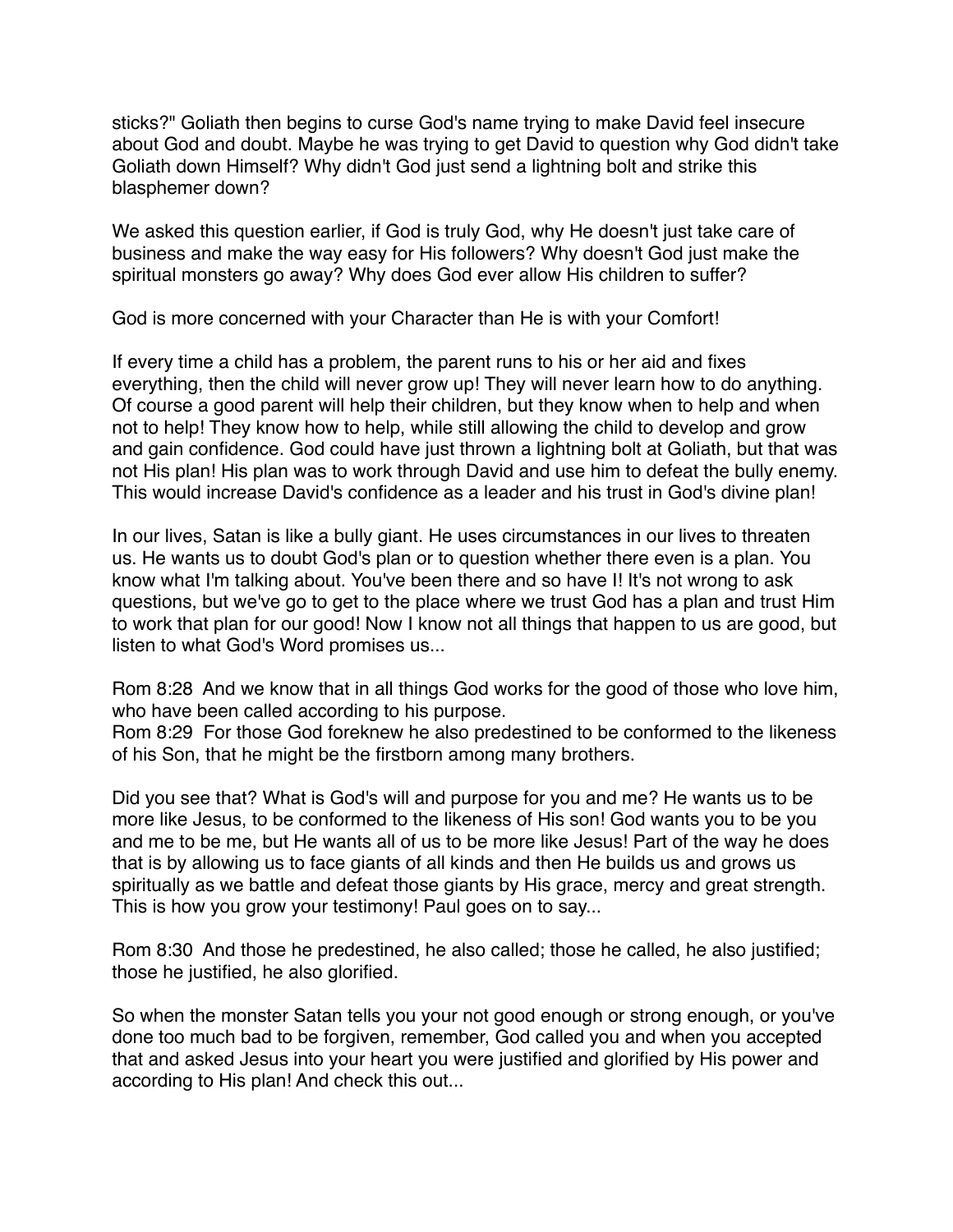sticks?" Goliath then begins to curse God's name trying to make David feel insecure about God and doubt. Maybe he was trying to get David to question why God didn't take Goliath down Himself? Why didn't God just send a lightning bolt and strike this blasphemer down?

We asked this question earlier, if God is truly God, why He doesn't just take care of business and make the way easy for His followers? Why doesn't God just make the spiritual monsters go away? Why does God ever allow His children to suffer?

God is more concerned with your Character than He is with your Comfort!

If every time a child has a problem, the parent runs to his or her aid and fixes everything, then the child will never grow up! They will never learn how to do anything. Of course a good parent will help their children, but they know when to help and when not to help! They know how to help, while still allowing the child to develop and grow and gain confidence. God could have just thrown a lightning bolt at Goliath, but that was not His plan! His plan was to work through David and use him to defeat the bully enemy. This would increase David's confidence as a leader and his trust in God's divine plan!

In our lives, Satan is like a bully giant. He uses circumstances in our lives to threaten us. He wants us to doubt God's plan or to question whether there even is a plan. You know what I'm talking about. You've been there and so have I! It's not wrong to ask questions, but we've go to get to the place where we trust God has a plan and trust Him to work that plan for our good! Now I know not all things that happen to us are good, but listen to what God's Word promises us...

Rom 8:28  And we know that in all things God works for the good of those who love him, who have been called according to his purpose.
Rom 8:29  For those God foreknew he also predestined to be conformed to the likeness of his Son, that he might be the firstborn among many brothers.

Did you see that? What is God's will and purpose for you and me? He wants us to be more like Jesus, to be conformed to the likeness of His son! God wants you to be you and me to be me, but He wants all of us to be more like Jesus! Part of the way he does that is by allowing us to face giants of all kinds and then He builds us and grows us spiritually as we battle and defeat those giants by His grace, mercy and great strength. This is how you grow your testimony! Paul goes on to say...

Rom 8:30  And those he predestined, he also called; those he called, he also justified; those he justified, he also glorified.

So when the monster Satan tells you your not good enough or strong enough, or you've done too much bad to be forgiven, remember, God called you and when you accepted that and asked Jesus into your heart you were justified and glorified by His power and according to His plan! And check this out...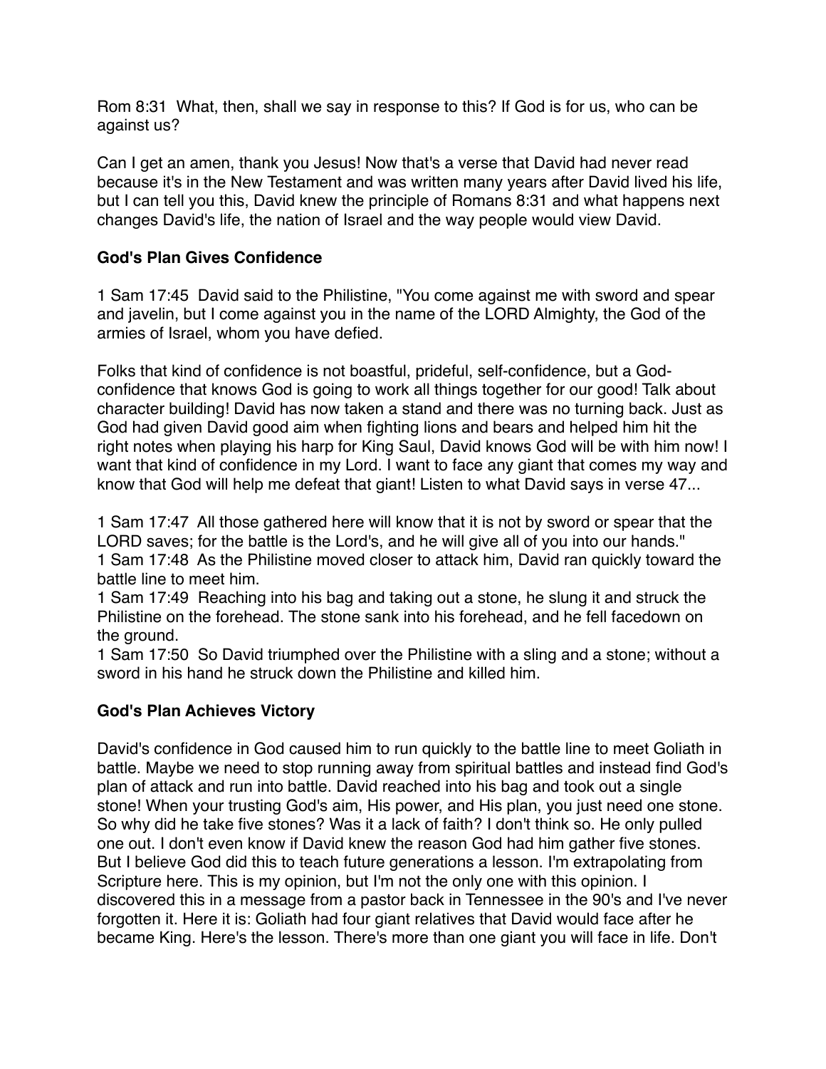Rom 8:31  What, then, shall we say in response to this? If God is for us, who can be against us?

Can I get an amen, thank you Jesus! Now that's a verse that David had never read because it's in the New Testament and was written many years after David lived his life, but I can tell you this, David knew the principle of Romans 8:31 and what happens next changes David's life, the nation of Israel and the way people would view David.

**God's Plan Gives Confidence**

1 Sam 17:45  David said to the Philistine, "You come against me with sword and spear and javelin, but I come against you in the name of the LORD Almighty, the God of the armies of Israel, whom you have defied.

Folks that kind of confidence is not boastful, prideful, self-confidence, but a God-confidence that knows God is going to work all things together for our good! Talk about character building! David has now taken a stand and there was no turning back. Just as God had given David good aim when fighting lions and bears and helped him hit the right notes when playing his harp for King Saul, David knows God will be with him now! I want that kind of confidence in my Lord. I want to face any giant that comes my way and know that God will help me defeat that giant! Listen to what David says in verse 47...

1 Sam 17:47  All those gathered here will know that it is not by sword or spear that the LORD saves; for the battle is the Lord's, and he will give all of you into our hands."
1 Sam 17:48  As the Philistine moved closer to attack him, David ran quickly toward the battle line to meet him.
1 Sam 17:49  Reaching into his bag and taking out a stone, he slung it and struck the Philistine on the forehead. The stone sank into his forehead, and he fell facedown on the ground.
1 Sam 17:50  So David triumphed over the Philistine with a sling and a stone; without a sword in his hand he struck down the Philistine and killed him.

**God's Plan Achieves Victory**

David's confidence in God caused him to run quickly to the battle line to meet Goliath in battle. Maybe we need to stop running away from spiritual battles and instead find God's plan of attack and run into battle. David reached into his bag and took out a single stone! When your trusting God's aim, His power, and His plan, you just need one stone. So why did he take five stones? Was it a lack of faith? I don't think so. He only pulled one out. I don't even know if David knew the reason God had him gather five stones. But I believe God did this to teach future generations a lesson. I'm extrapolating from Scripture here. This is my opinion, but I'm not the only one with this opinion. I discovered this in a message from a pastor back in Tennessee in the 90's and I've never forgotten it. Here it is: Goliath had four giant relatives that David would face after he became King. Here's the lesson. There's more than one giant you will face in life. Don't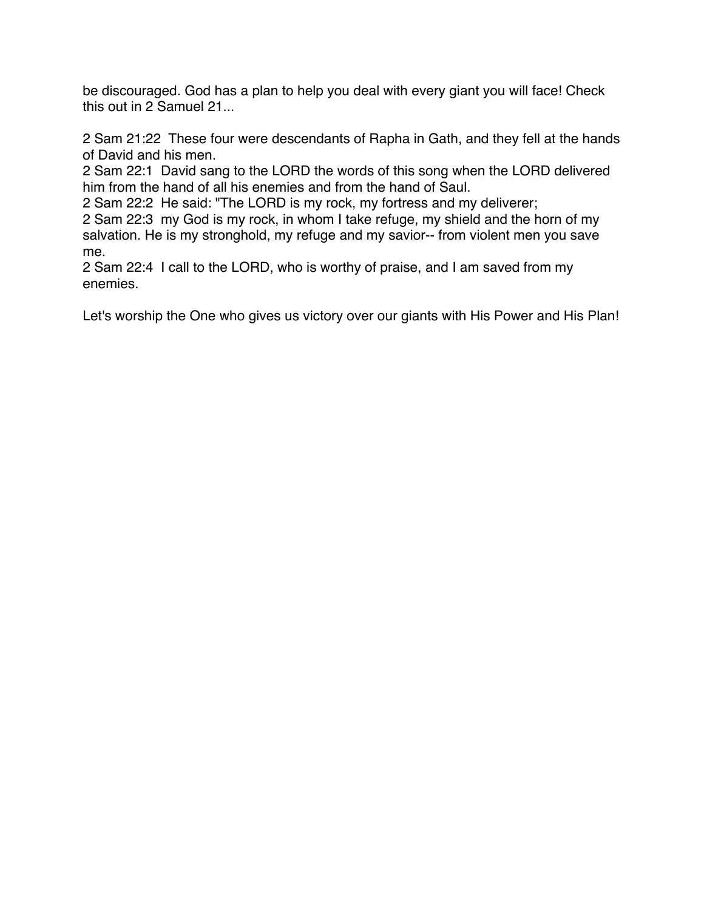be discouraged. God has a plan to help you deal with every giant you will face! Check this out in 2 Samuel 21...

2 Sam 21:22  These four were descendants of Rapha in Gath, and they fell at the hands of David and his men.
2 Sam 22:1  David sang to the LORD the words of this song when the LORD delivered him from the hand of all his enemies and from the hand of Saul.
2 Sam 22:2  He said: "The LORD is my rock, my fortress and my deliverer;
2 Sam 22:3  my God is my rock, in whom I take refuge, my shield and the horn of my salvation. He is my stronghold, my refuge and my savior-- from violent men you save me.
2 Sam 22:4  I call to the LORD, who is worthy of praise, and I am saved from my enemies.

Let's worship the One who gives us victory over our giants with His Power and His Plan!